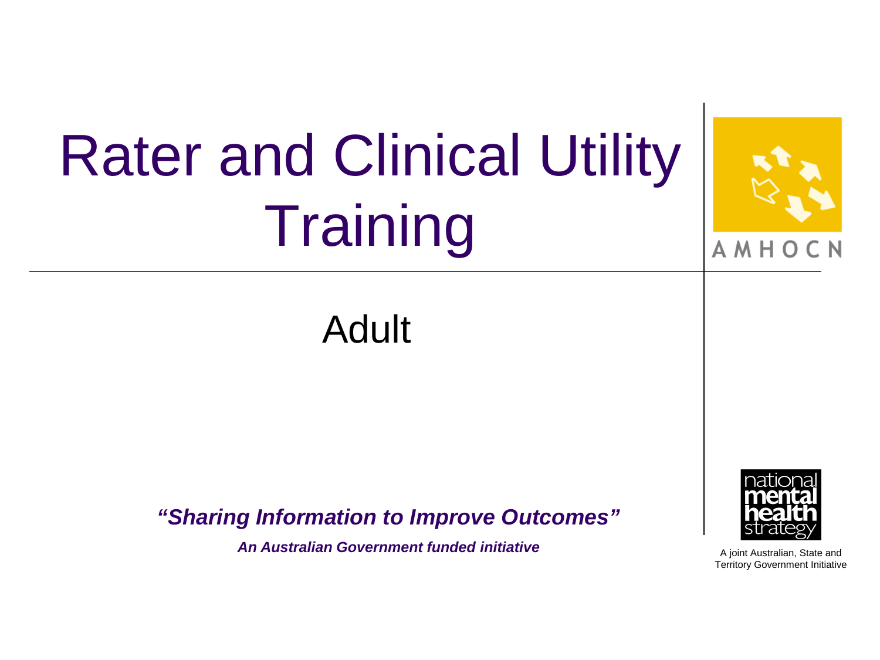# Rater and Clinical Utility Training

AMHOCN

## Adult

***"Sharing Information to Improve Outcomes"***

***An Australian Government funded initiative***

national mental health strategy

A joint Australian, State and Territory Government Initiative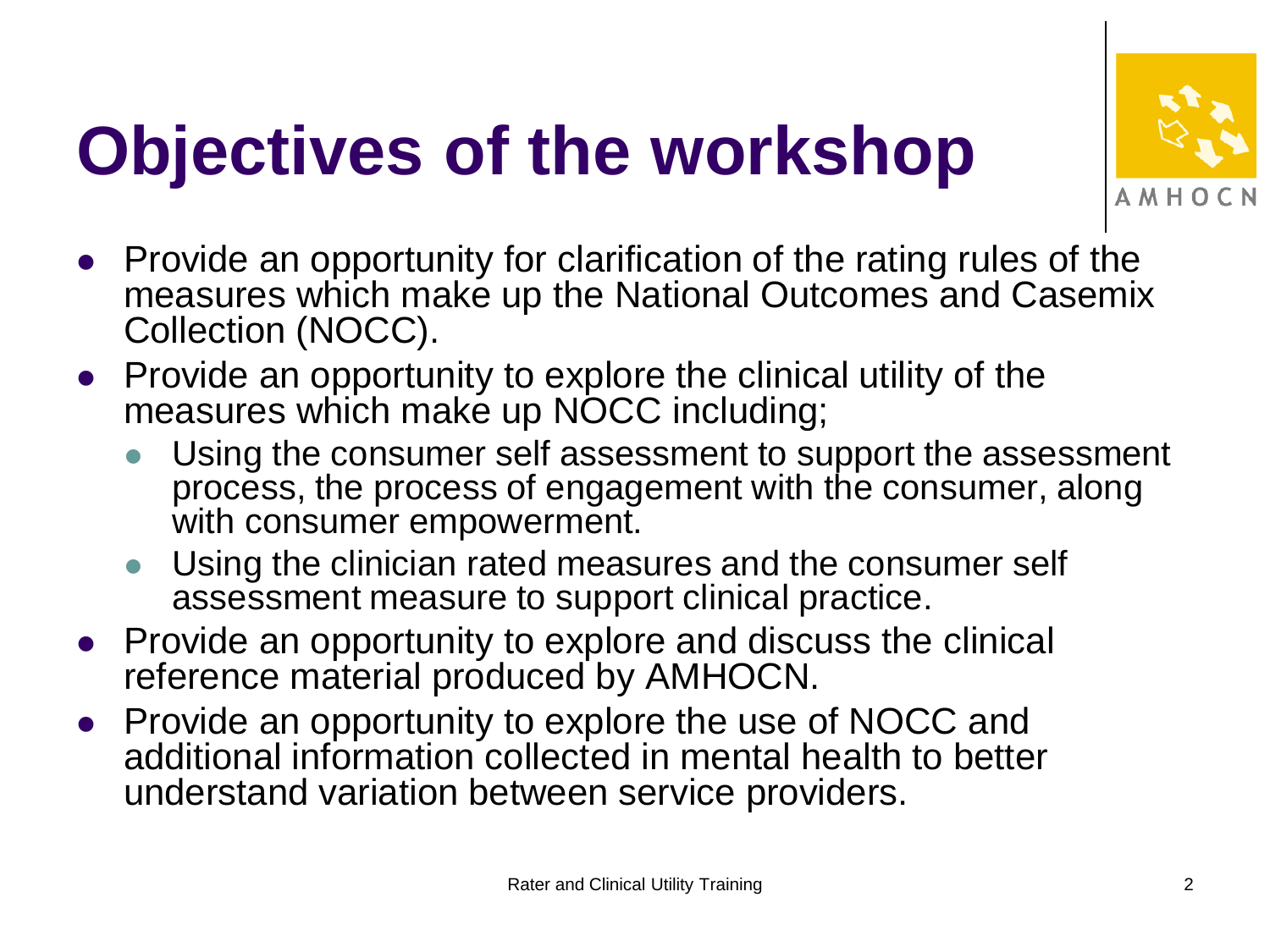# Objectives of the workshop

- Provide an opportunity for clarification of the rating rules of the measures which make up the National Outcomes and Casemix Collection (NOCC).
- Provide an opportunity to explore the clinical utility of the measures which make up NOCC including;
  - Using the consumer self assessment to support the assessment process, the process of engagement with the consumer, along with consumer empowerment.
  - Using the clinician rated measures and the consumer self assessment measure to support clinical practice.
- Provide an opportunity to explore and discuss the clinical reference material produced by AMHOCN.
- Provide an opportunity to explore the use of NOCC and additional information collected in mental health to better understand variation between service providers.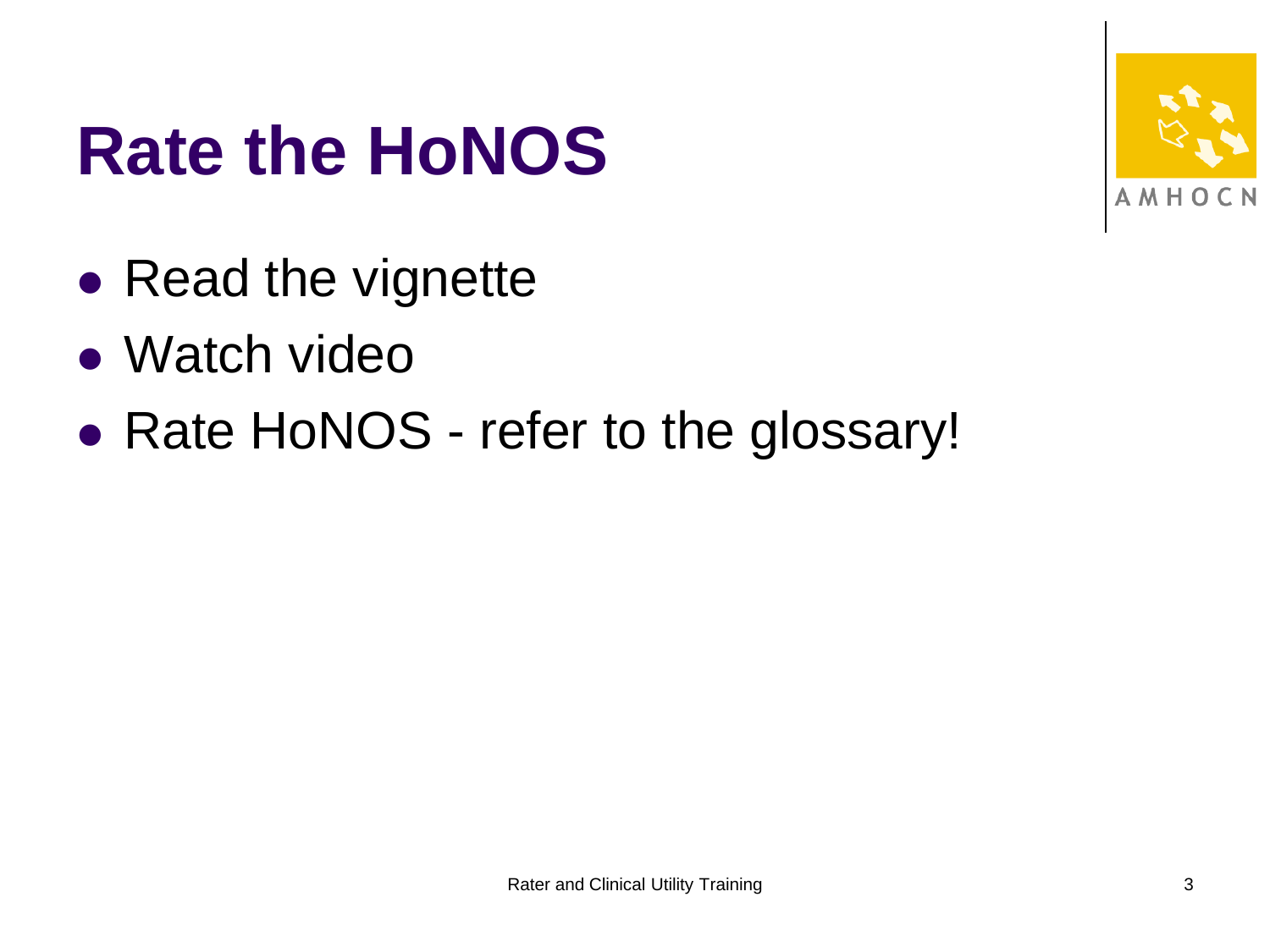# Rate the HoNOS

- Read the vignette
- Watch video
- Rate HoNOS - refer to the glossary!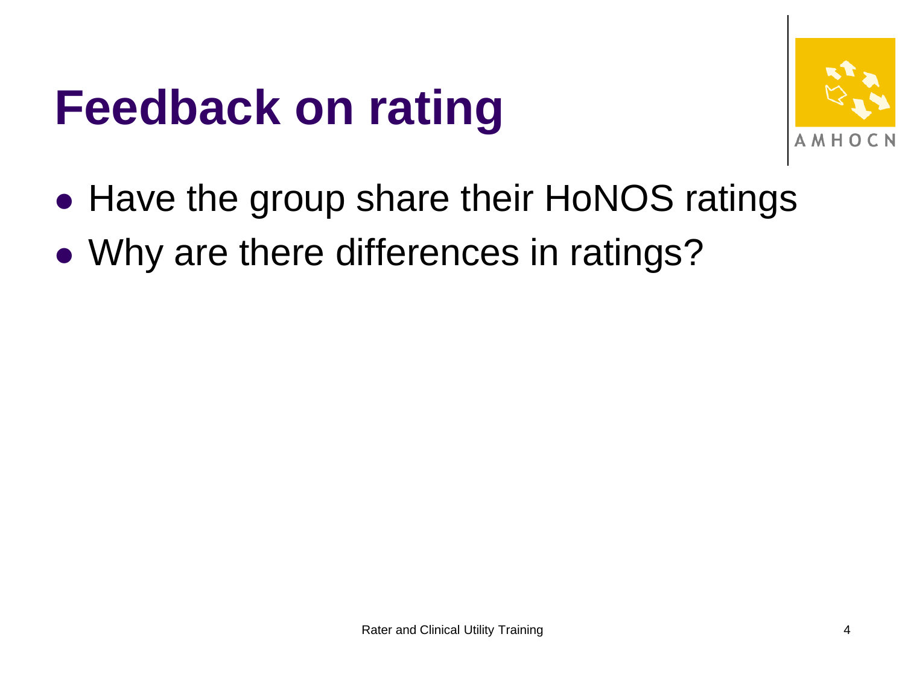# Feedback on rating

- Have the group share their HoNOS ratings
- Why are there differences in ratings?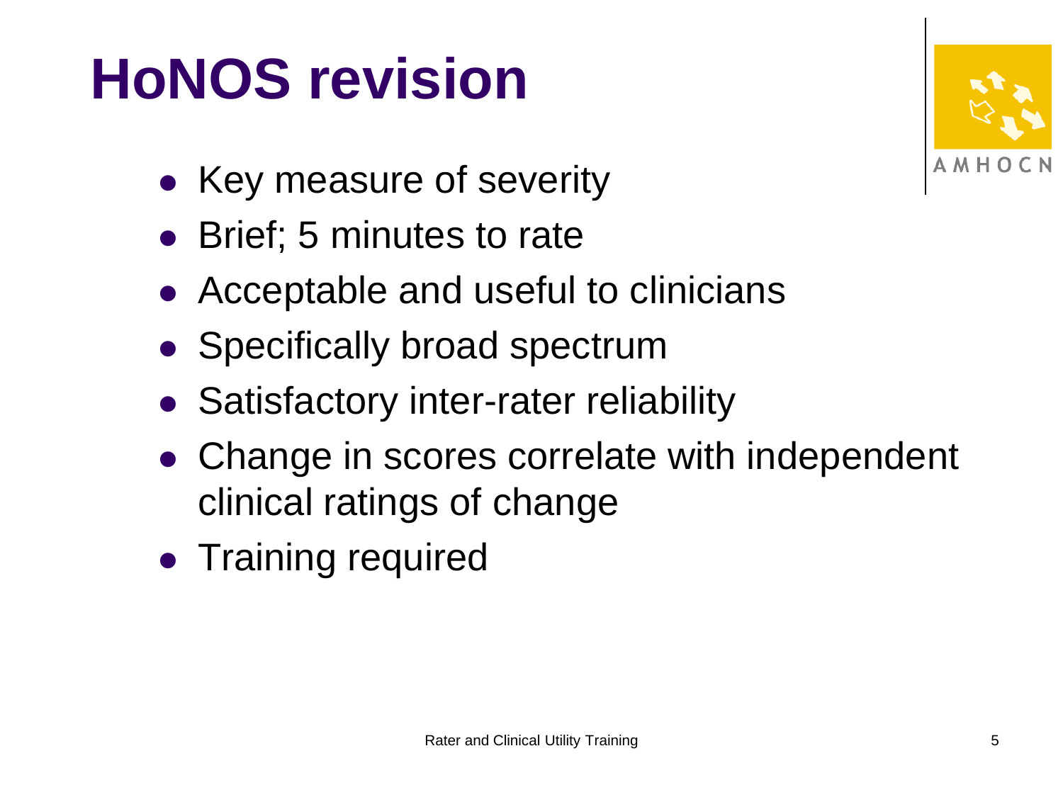# HoNOS revision

- Key measure of severity
- Brief; 5 minutes to rate
- Acceptable and useful to clinicians
- Specifically broad spectrum
- Satisfactory inter-rater reliability
- Change in scores correlate with independent clinical ratings of change
- Training required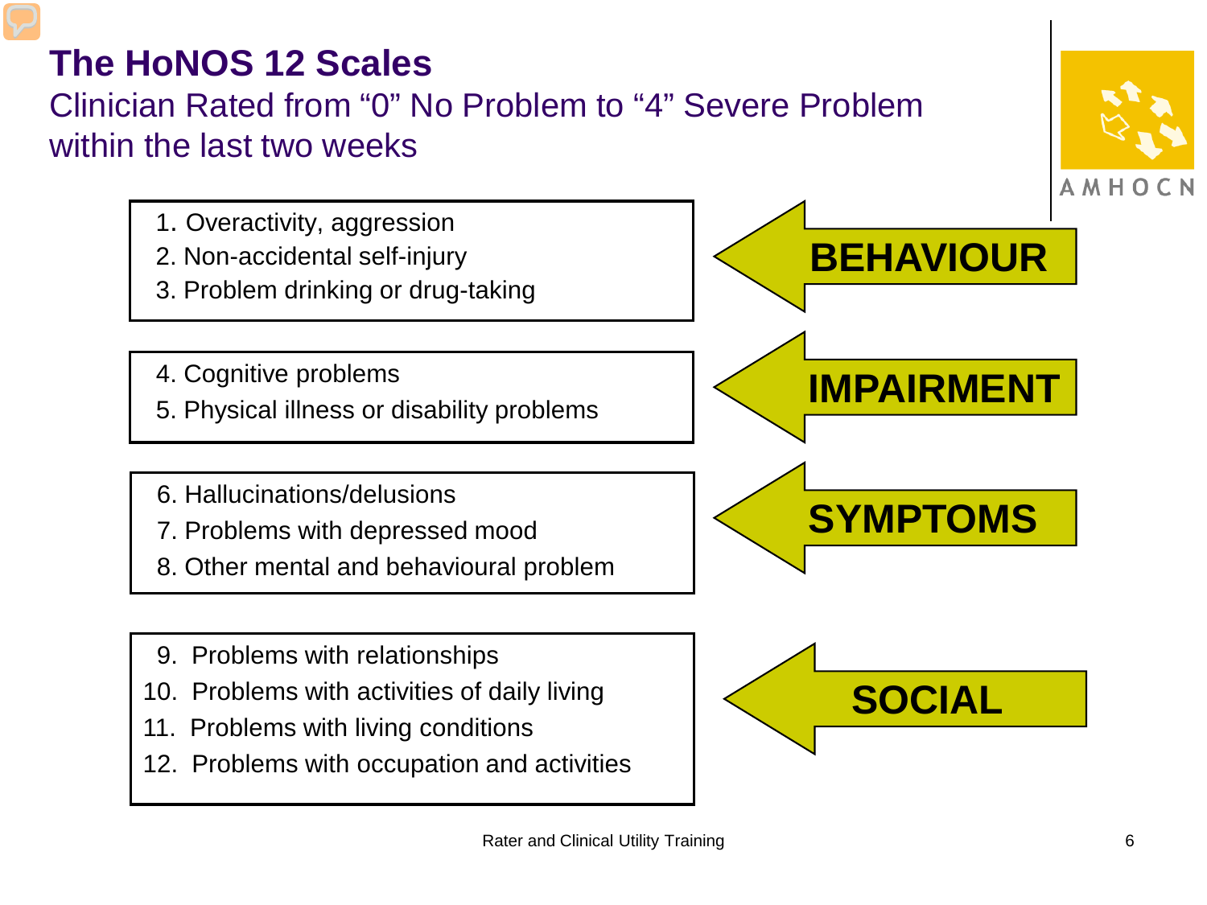# The HoNOS 12 Scales

Clinician Rated from "0" No Problem to "4" Severe Problem within the last two weeks

**BEHAVIOUR**

1. Overactivity, aggression
2. Non-accidental self-injury
3. Problem drinking or drug-taking

**IMPAIRMENT**

4. Cognitive problems
5. Physical illness or disability problems

**SYMPTOMS**

6. Hallucinations/delusions
7. Problems with depressed mood
8. Other mental and behavioural problem

**SOCIAL**

9. Problems with relationships
10. Problems with activities of daily living
11. Problems with living conditions
12. Problems with occupation and activities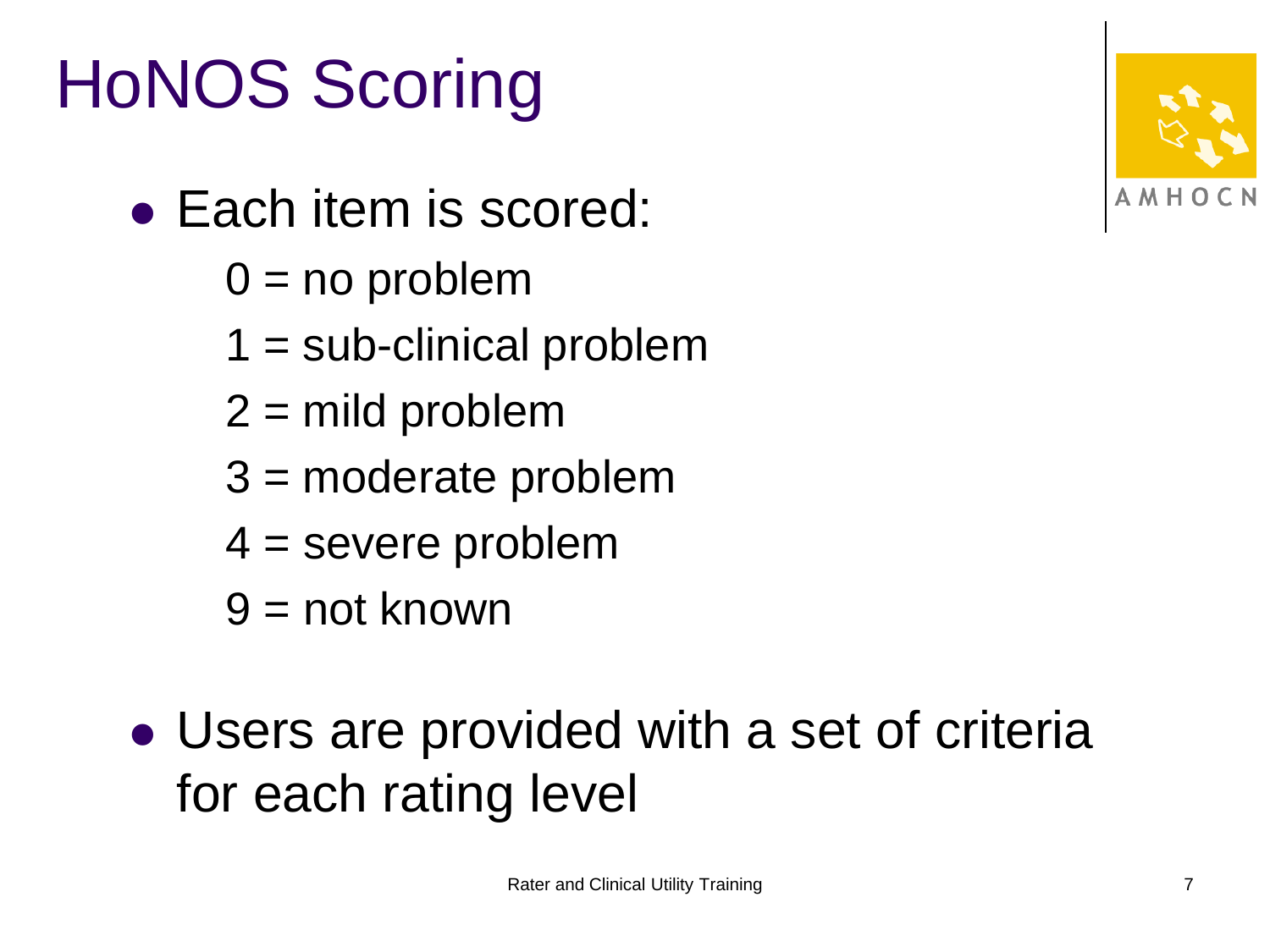# HoNOS Scoring

- Each item is scored:
  - 0 = no problem
  - 1 = sub-clinical problem
  - 2 = mild problem
  - 3 = moderate problem
  - 4 = severe problem
  - 9 = not known
- Users are provided with a set of criteria for each rating level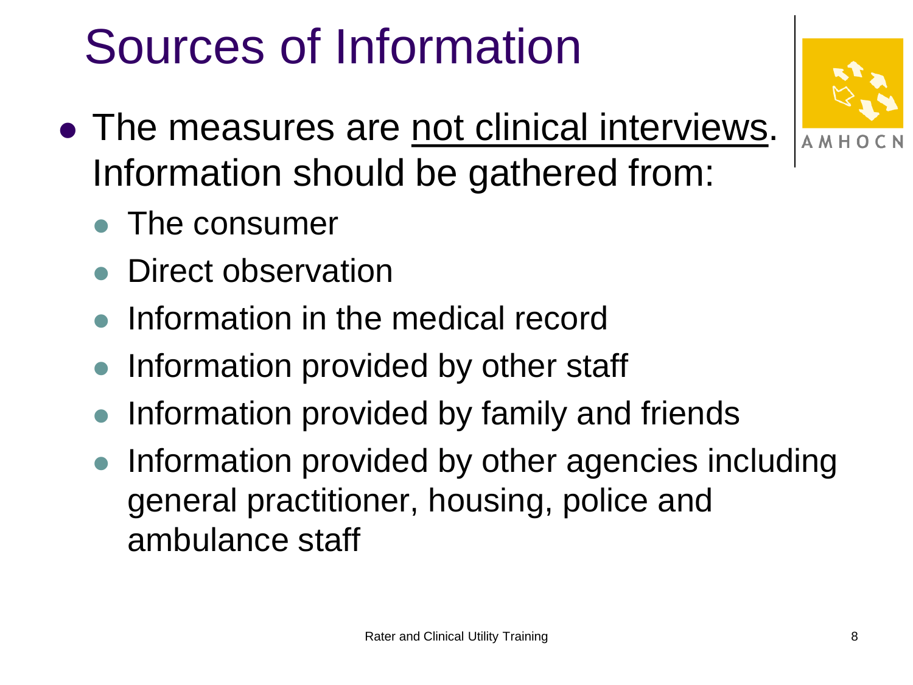# Sources of Information

- The measures are <u>not clinical interviews</u>. Information should be gathered from:
  - The consumer
  - Direct observation
  - Information in the medical record
  - Information provided by other staff
  - Information provided by family and friends
  - Information provided by other agencies including general practitioner, housing, police and ambulance staff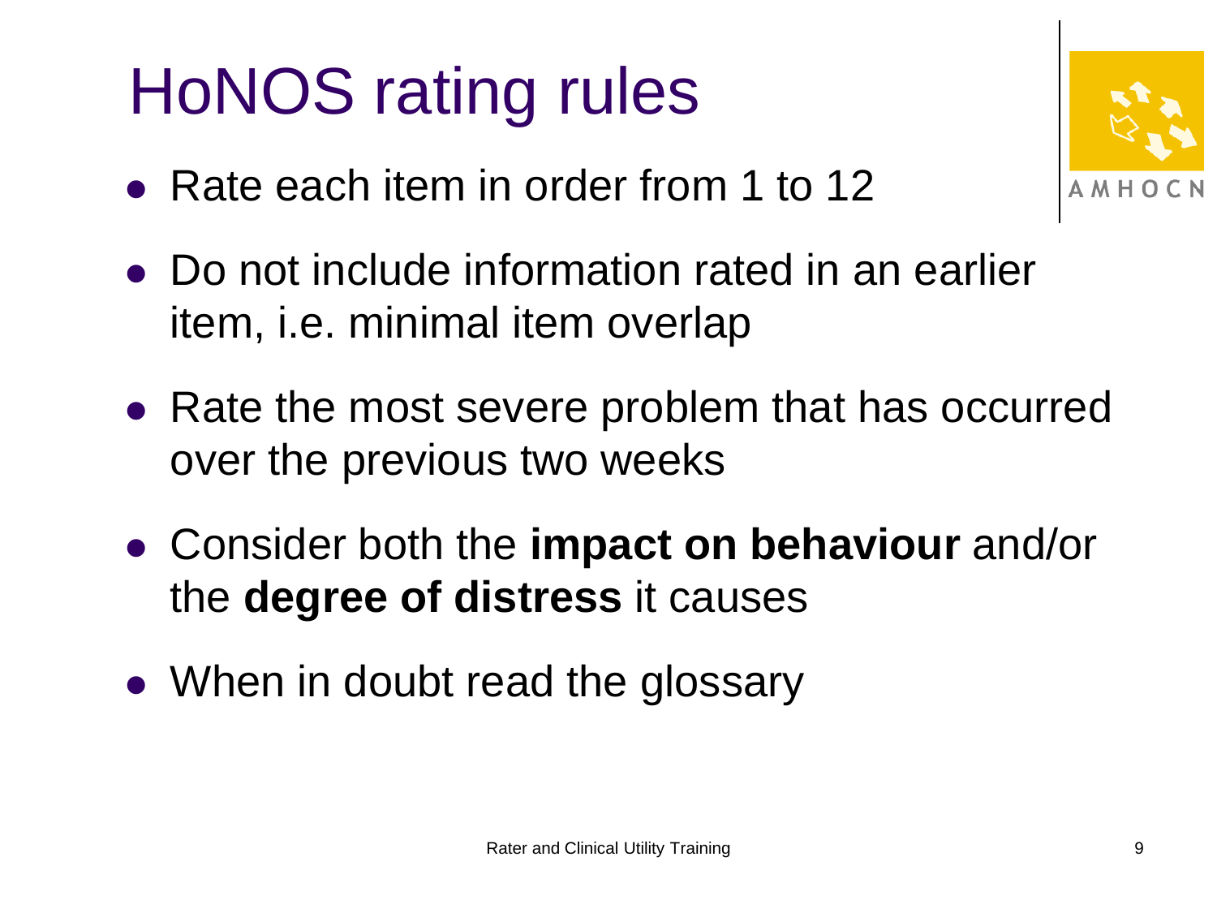# HoNOS rating rules

- Rate each item in order from 1 to 12
- Do not include information rated in an earlier item, i.e. minimal item overlap
- Rate the most severe problem that has occurred over the previous two weeks
- Consider both the **impact on behaviour** and/or the **degree of distress** it causes
- When in doubt read the glossary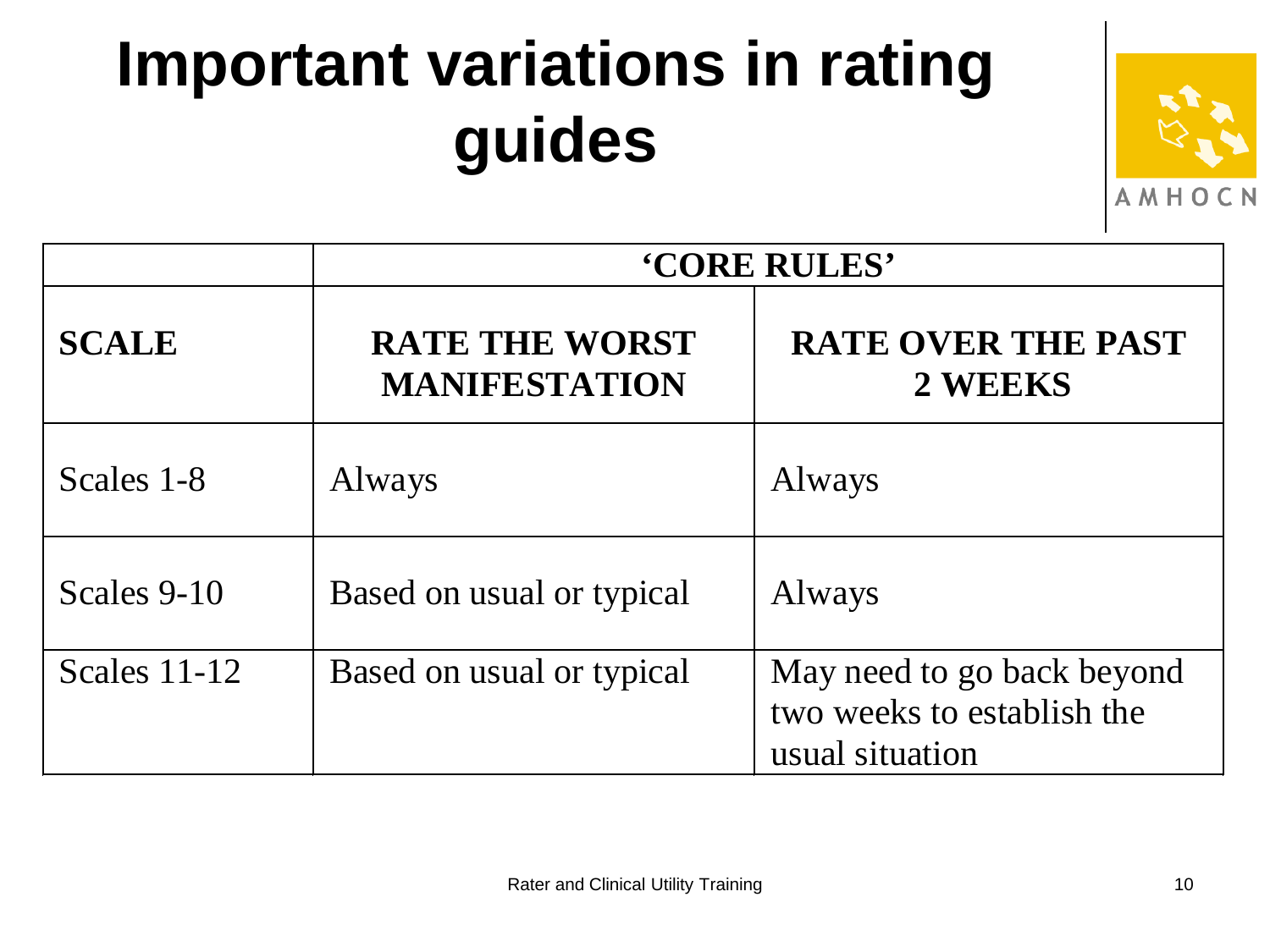# Important variations in rating guides

| | 'CORE RULES' | |
|---|---|---|
| **SCALE** | **RATE THE WORST MANIFESTATION** | **RATE OVER THE PAST 2 WEEKS** |
| Scales 1-8 | Always | Always |
| Scales 9-10 | Based on usual or typical | Always |
| Scales 11-12 | Based on usual or typical | May need to go back beyond two weeks to establish the usual situation |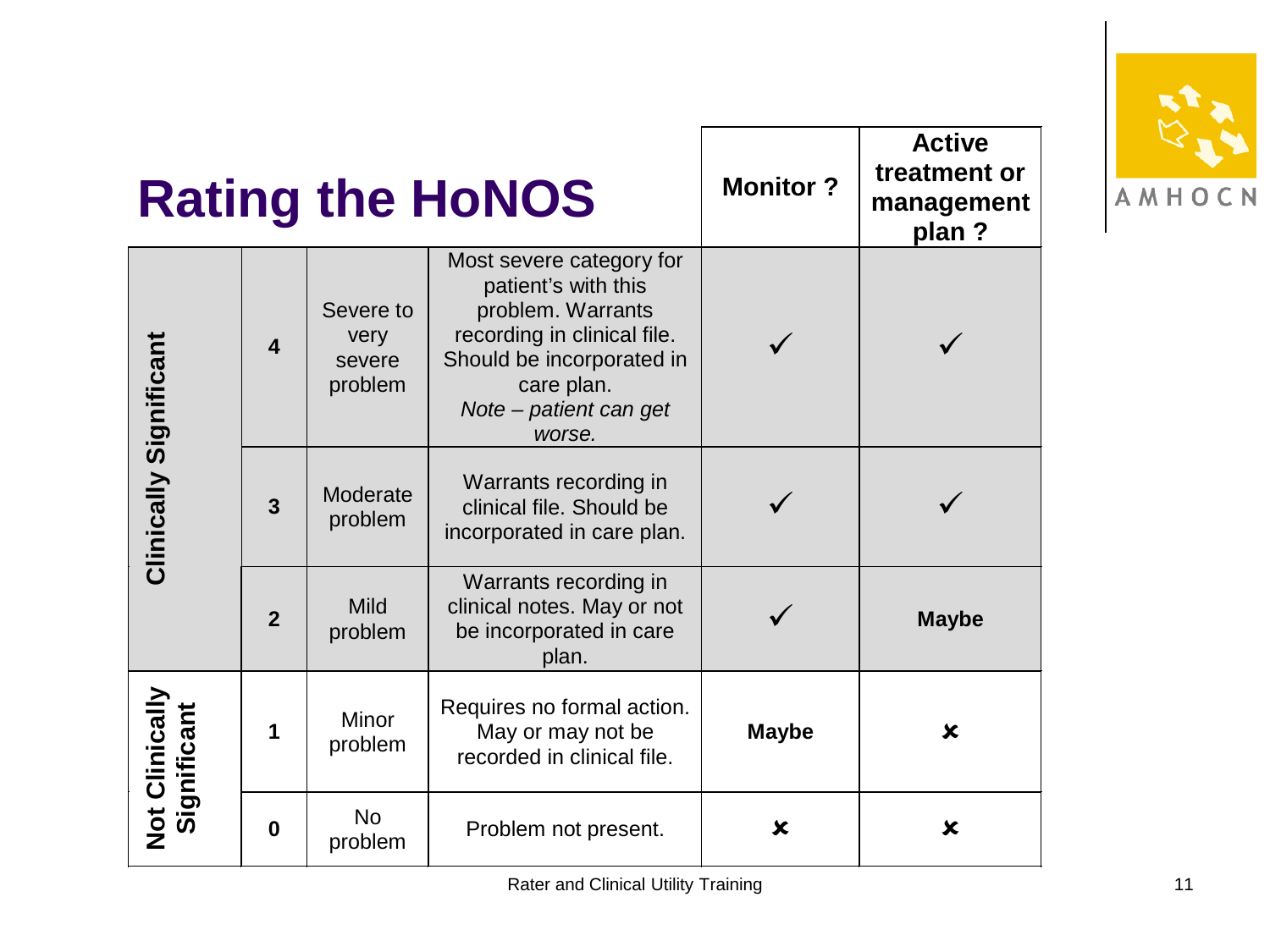# Rating the HoNOS

| | Rating | Level | Description | Monitor ? | Active treatment or management plan ? |
|---|---|---|---|---|---|
| Clinically Significant | **4** | Severe to very severe problem | Most severe category for patient's with this problem. Warrants recording in clinical file. Should be incorporated in care plan. *Note – patient can get worse.* | ✓ | ✓ |
| | **3** | Moderate problem | Warrants recording in clinical file. Should be incorporated in care plan. | ✓ | ✓ |
| | **2** | Mild problem | Warrants recording in clinical notes. May or not be incorporated in care plan. | ✓ | **Maybe** |
| Not Clinically Significant | **1** | Minor problem | Requires no formal action. May or may not be recorded in clinical file. | **Maybe** | ✘ |
| | **0** | No problem | Problem not present. | ✘ | ✘ |

Rater and Clinical Utility Training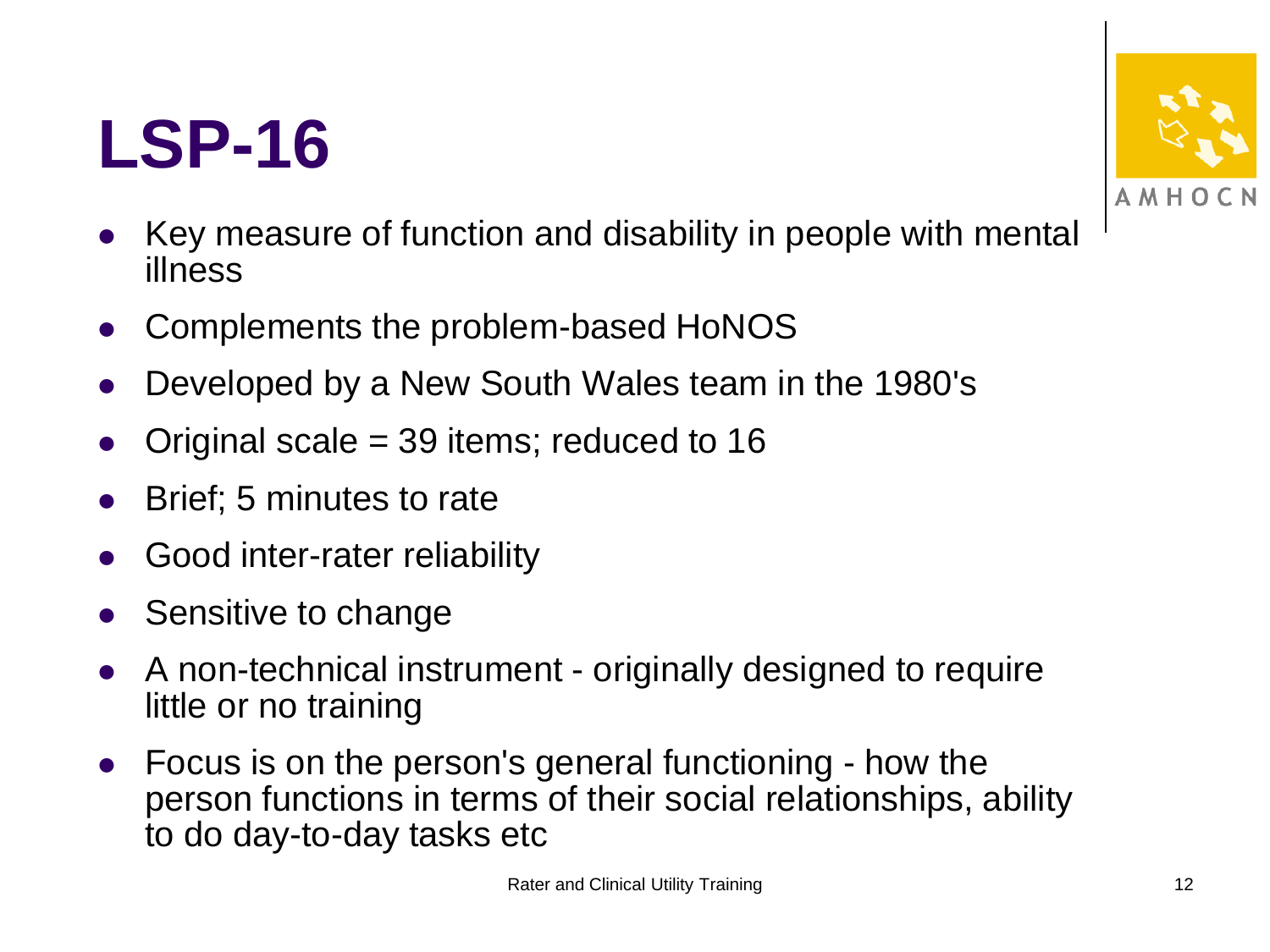# LSP-16

- Key measure of function and disability in people with mental illness
- Complements the problem-based HoNOS
- Developed by a New South Wales team in the 1980's
- Original scale = 39 items; reduced to 16
- Brief; 5 minutes to rate
- Good inter-rater reliability
- Sensitive to change
- A non-technical instrument - originally designed to require little or no training
- Focus is on the person's general functioning - how the person functions in terms of their social relationships, ability to do day-to-day tasks etc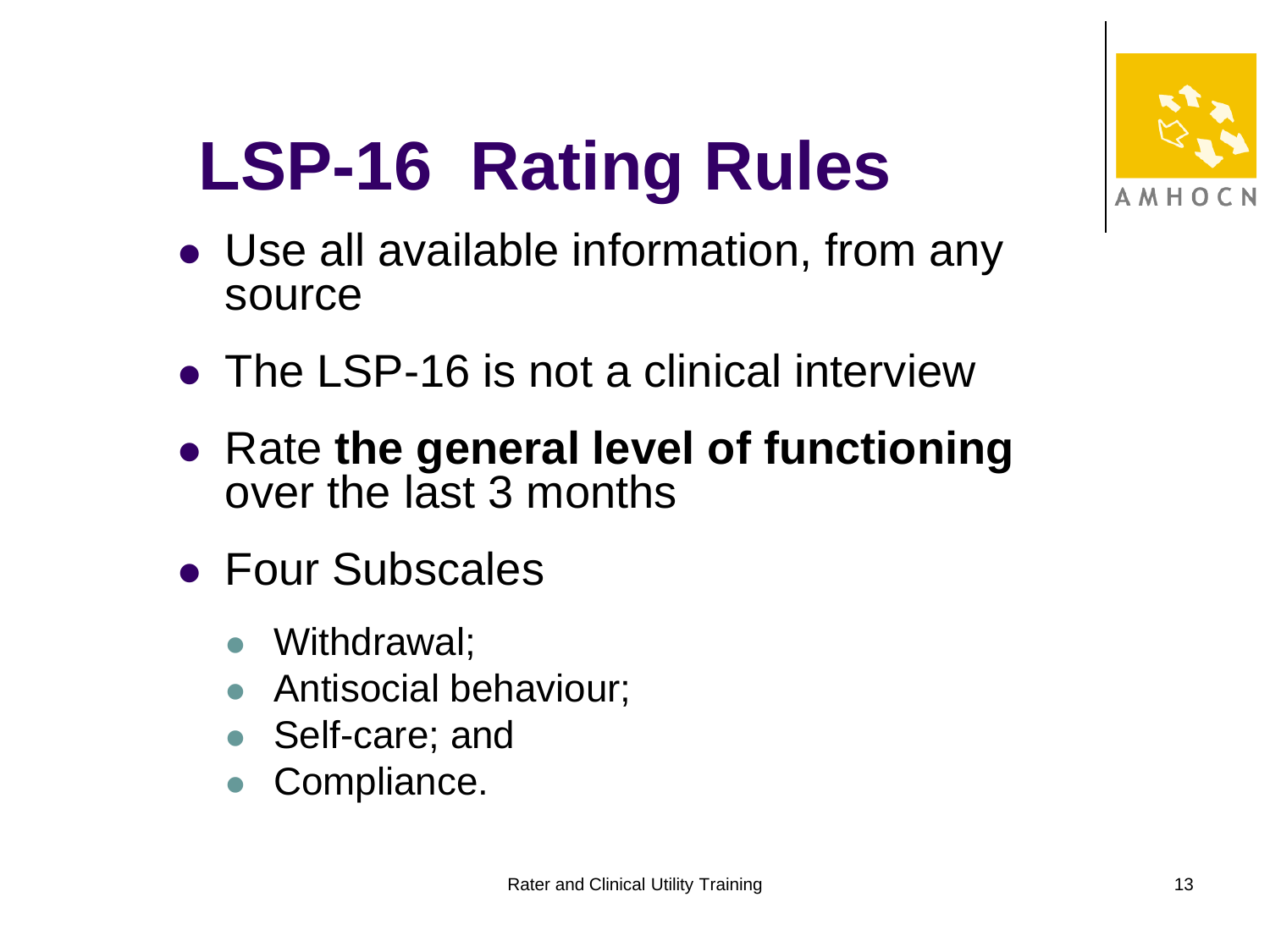# LSP-16 Rating Rules

- Use all available information, from any source
- The LSP-16 is not a clinical interview
- Rate **the general level of functioning** over the last 3 months
- Four Subscales
  - Withdrawal;
  - Antisocial behaviour;
  - Self-care; and
  - Compliance.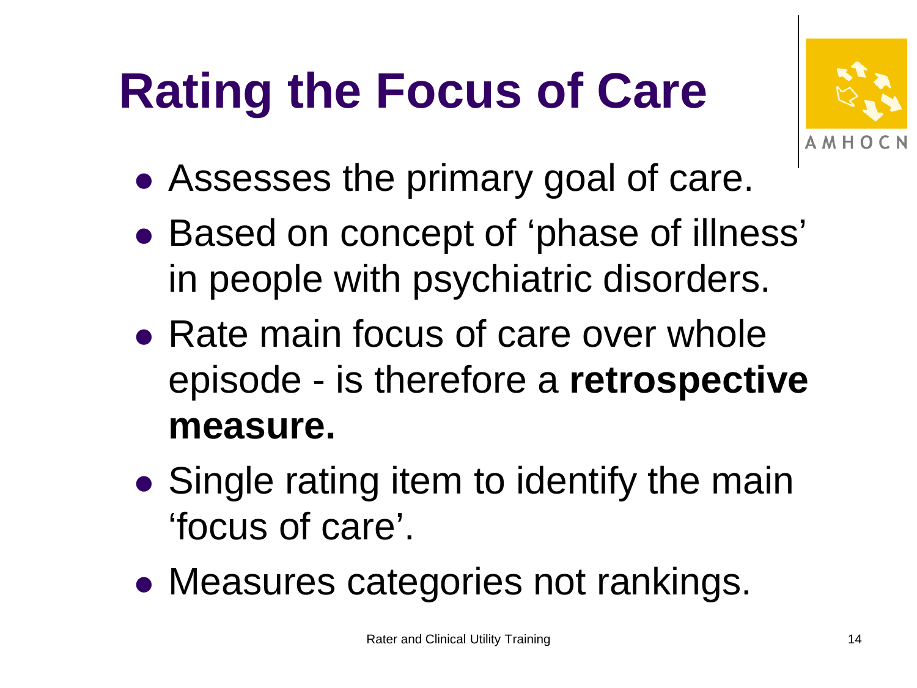# Rating the Focus of Care

- Assesses the primary goal of care.
- Based on concept of 'phase of illness' in people with psychiatric disorders.
- Rate main focus of care over whole episode - is therefore a **retrospective measure.**
- Single rating item to identify the main 'focus of care'.
- Measures categories not rankings.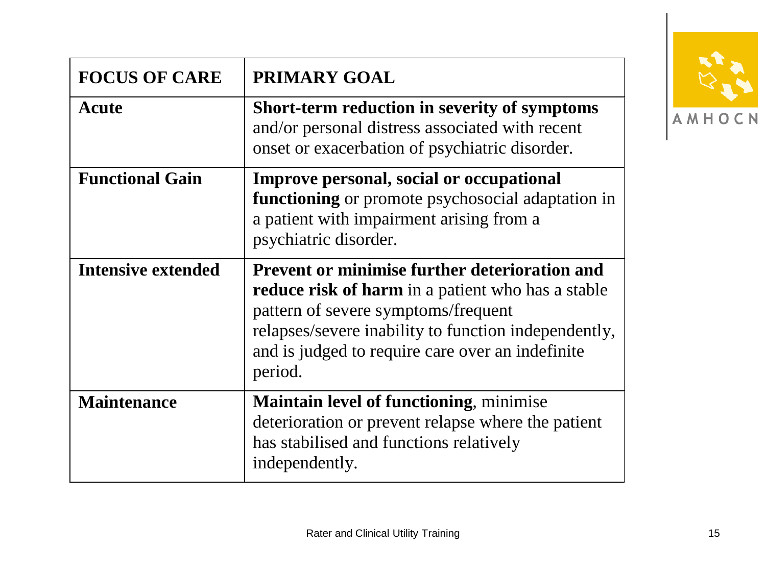| FOCUS OF CARE | PRIMARY GOAL |
| --- | --- |
| **Acute** | **Short-term reduction in severity of symptoms** and/or personal distress associated with recent onset or exacerbation of psychiatric disorder. |
| **Functional Gain** | **Improve personal, social or occupational functioning** or promote psychosocial adaptation in a patient with impairment arising from a psychiatric disorder. |
| **Intensive extended** | **Prevent or minimise further deterioration and reduce risk of harm** in a patient who has a stable pattern of severe symptoms/frequent relapses/severe inability to function independently, and is judged to require care over an indefinite period. |
| **Maintenance** | **Maintain level of functioning**, minimise deterioration or prevent relapse where the patient has stabilised and functions relatively independently. |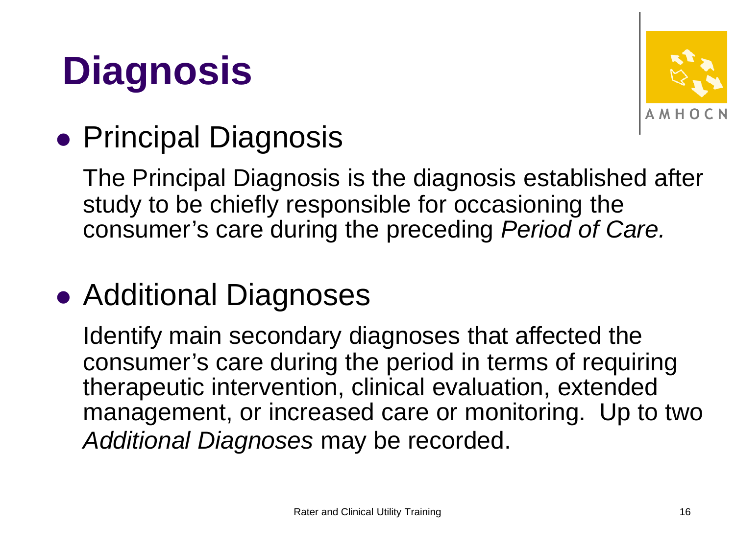# Diagnosis

- Principal Diagnosis

  The Principal Diagnosis is the diagnosis established after study to be chiefly responsible for occasioning the consumer's care during the preceding *Period of Care.*

- Additional Diagnoses

  Identify main secondary diagnoses that affected the consumer's care during the period in terms of requiring therapeutic intervention, clinical evaluation, extended management, or increased care or monitoring. Up to two *Additional Diagnoses* may be recorded.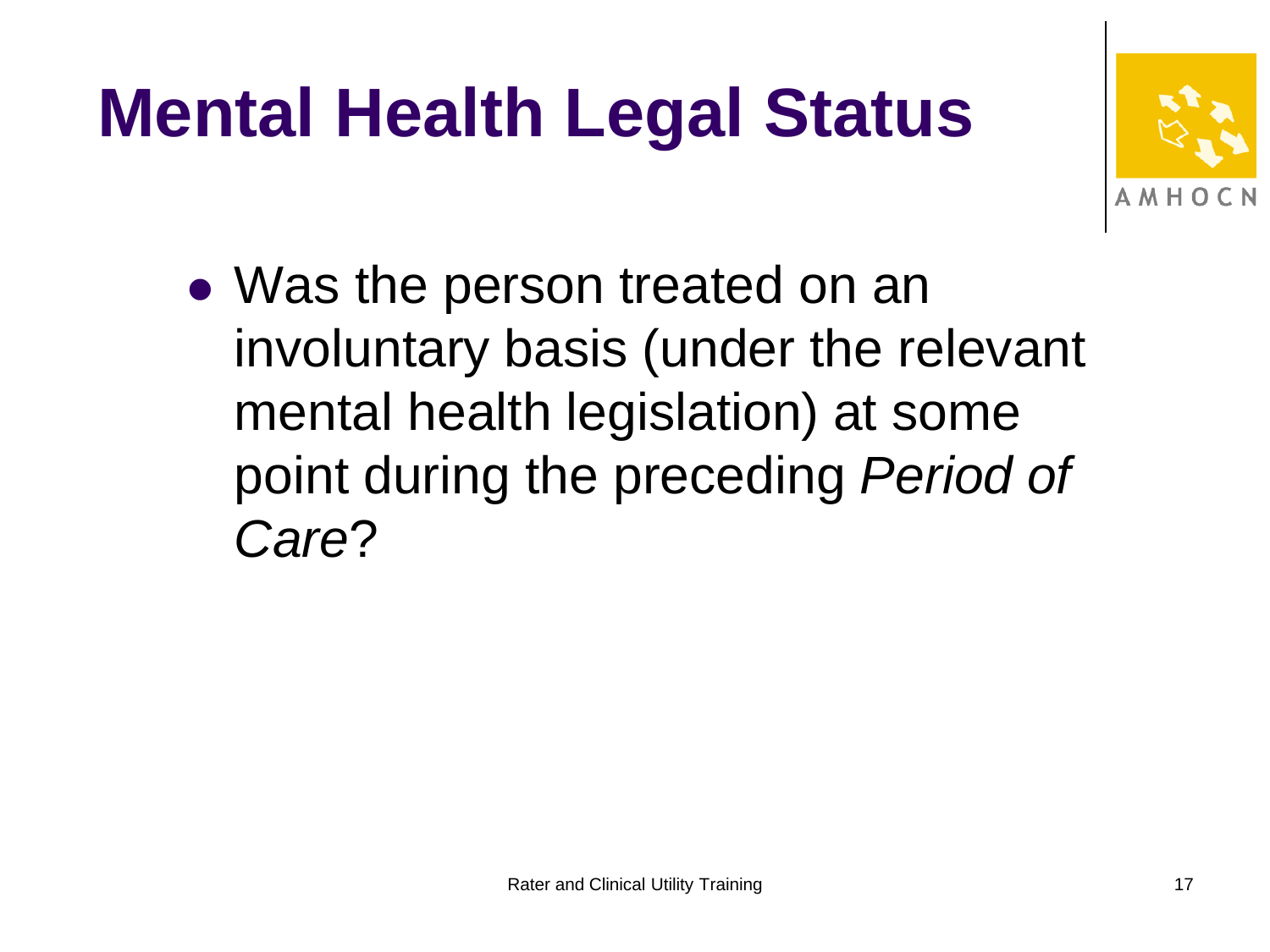# Mental Health Legal Status

- Was the person treated on an involuntary basis (under the relevant mental health legislation) at some point during the preceding *Period of Care*?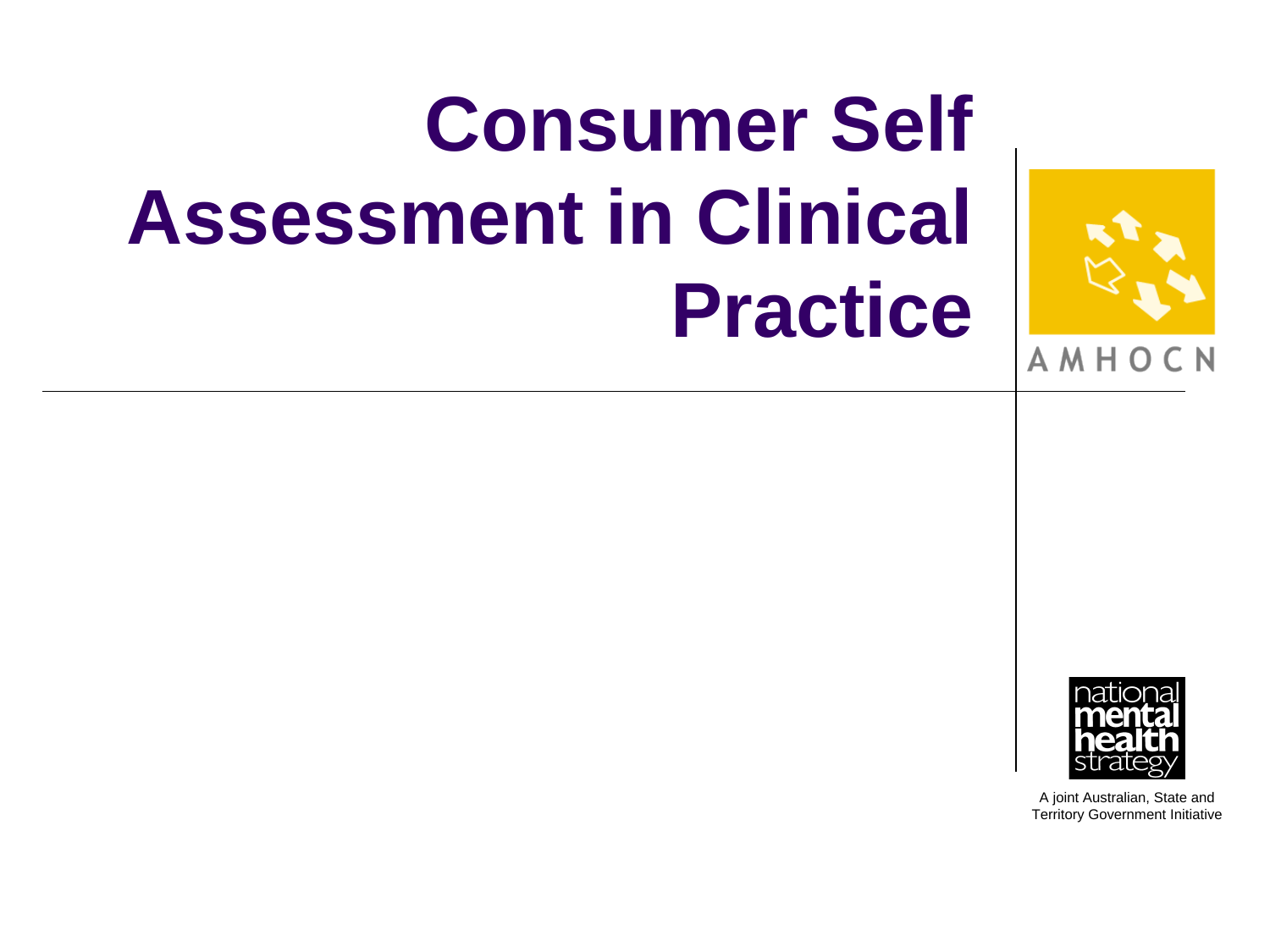# Consumer Self Assessment in Clinical Practice

AMHOCN

national mental health strategy

A joint Australian, State and Territory Government Initiative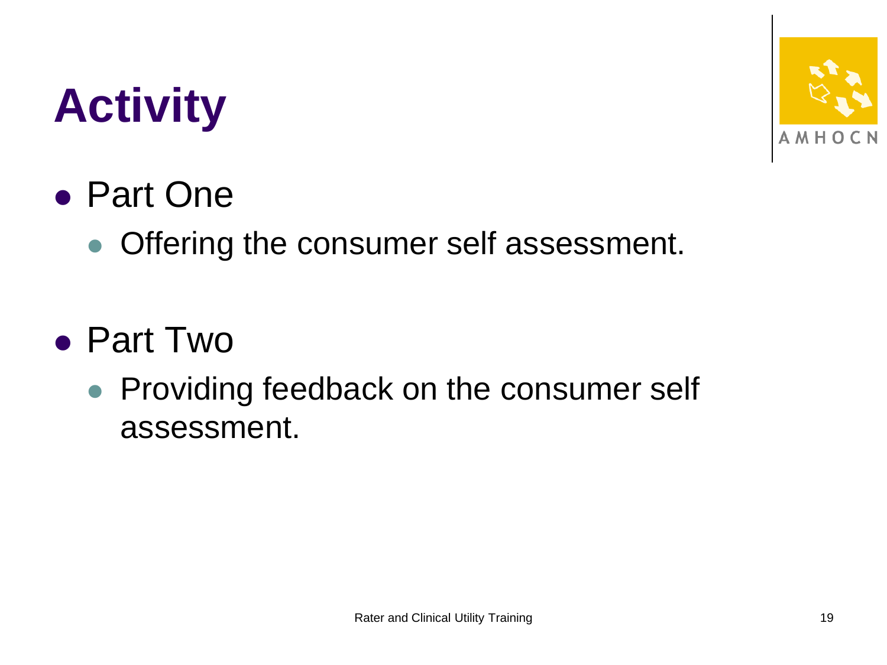# Activity

- Part One
  - Offering the consumer self assessment.
- Part Two
  - Providing feedback on the consumer self assessment.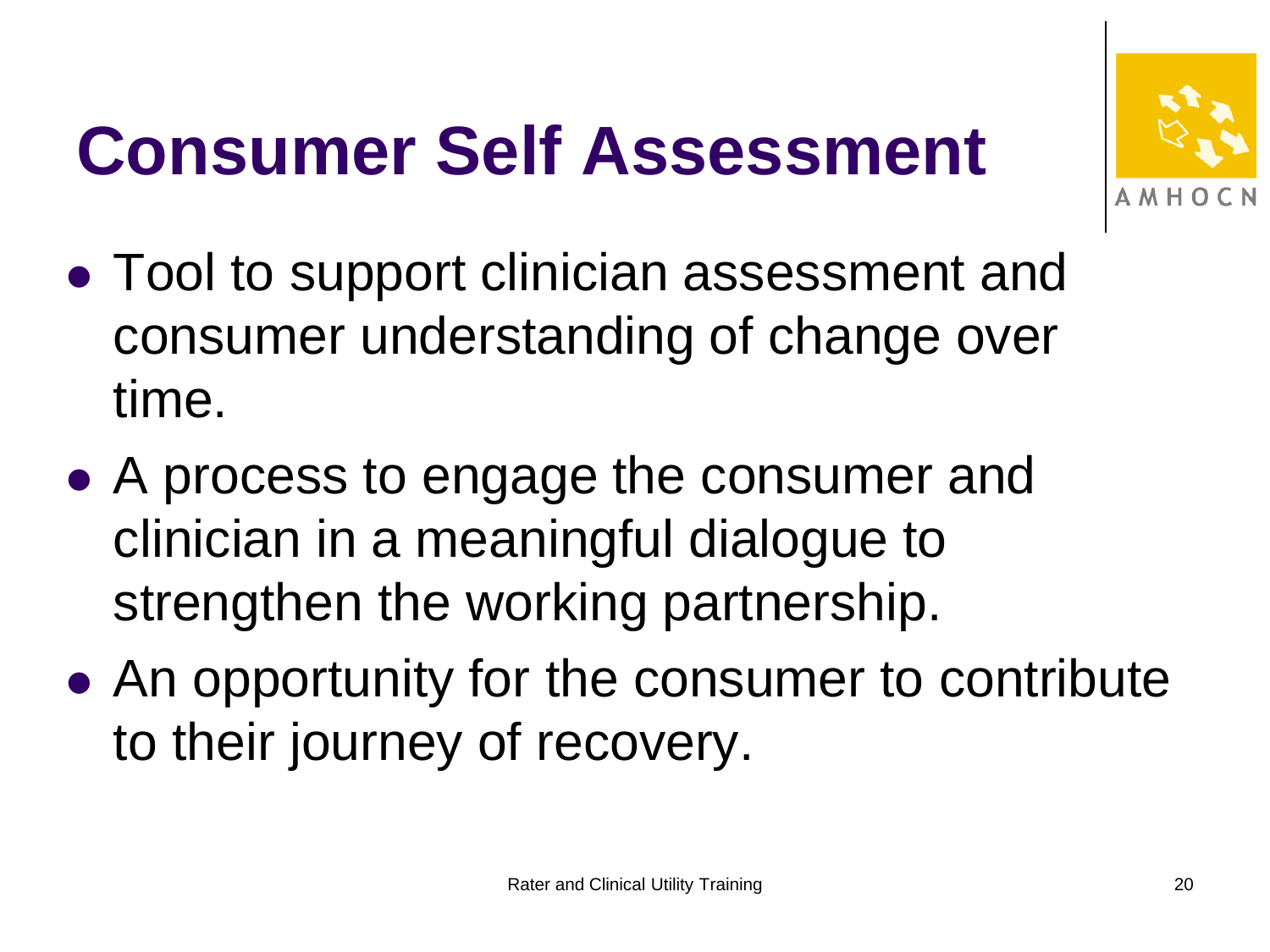# Consumer Self Assessment

- Tool to support clinician assessment and consumer understanding of change over time.
- A process to engage the consumer and clinician in a meaningful dialogue to strengthen the working partnership.
- An opportunity for the consumer to contribute to their journey of recovery.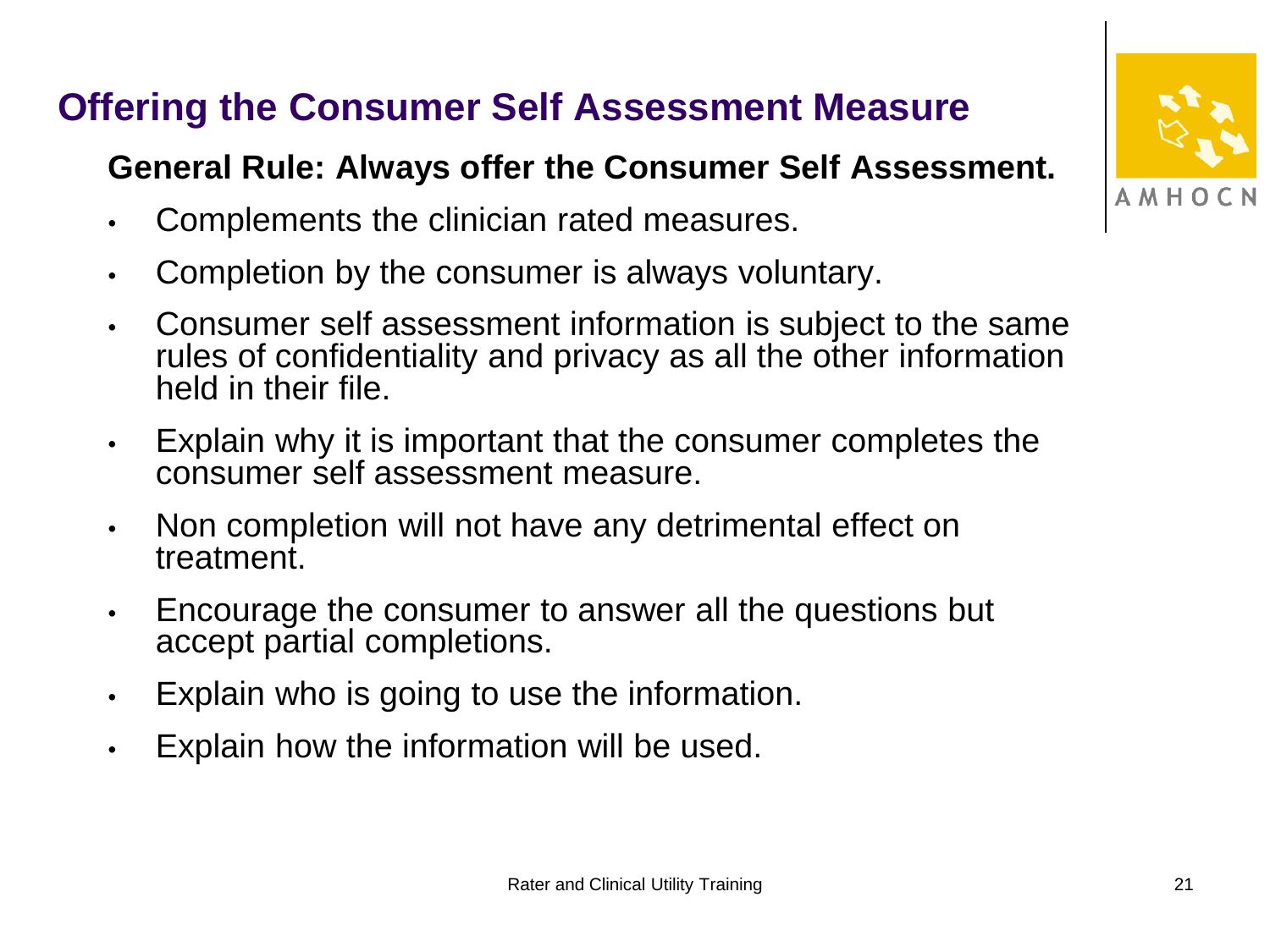# Offering the Consumer Self Assessment Measure

**General Rule: Always offer the Consumer Self Assessment.**

- Complements the clinician rated measures.
- Completion by the consumer is always voluntary.
- Consumer self assessment information is subject to the same rules of confidentiality and privacy as all the other information held in their file.
- Explain why it is important that the consumer completes the consumer self assessment measure.
- Non completion will not have any detrimental effect on treatment.
- Encourage the consumer to answer all the questions but accept partial completions.
- Explain who is going to use the information.
- Explain how the information will be used.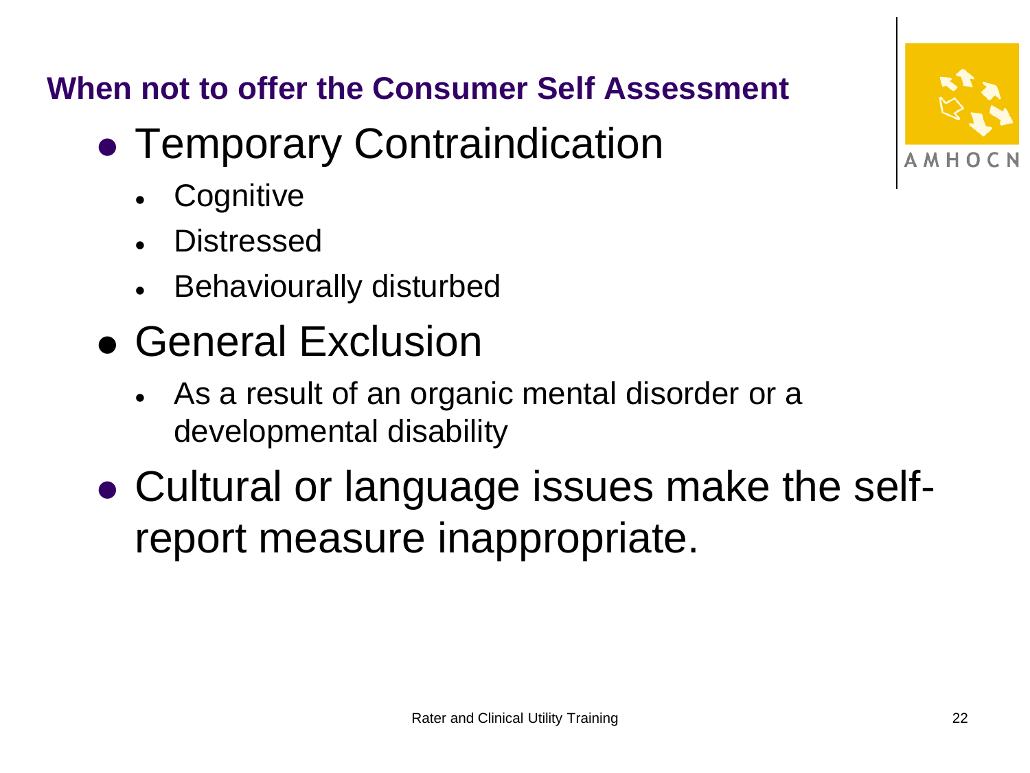## When not to offer the Consumer Self Assessment

- Temporary Contraindication
  - Cognitive
  - Distressed
  - Behaviourally disturbed
- General Exclusion
  - As a result of an organic mental disorder or a developmental disability
- Cultural or language issues make the self-report measure inappropriate.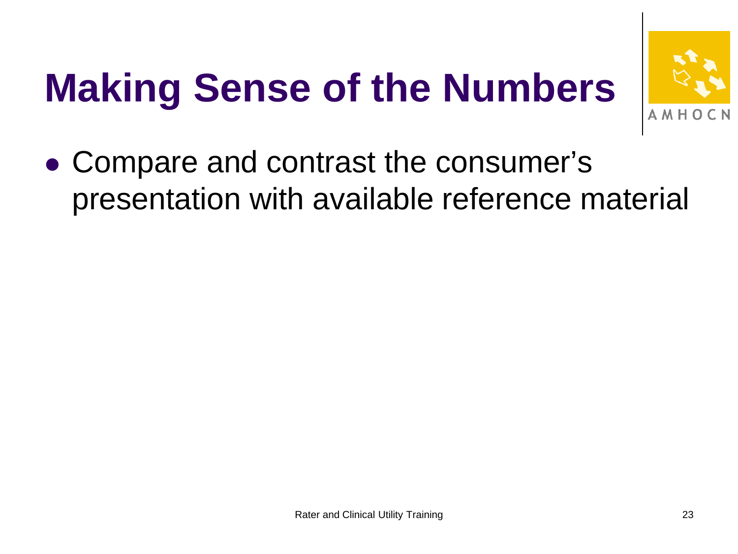# Making Sense of the Numbers

- Compare and contrast the consumer's presentation with available reference material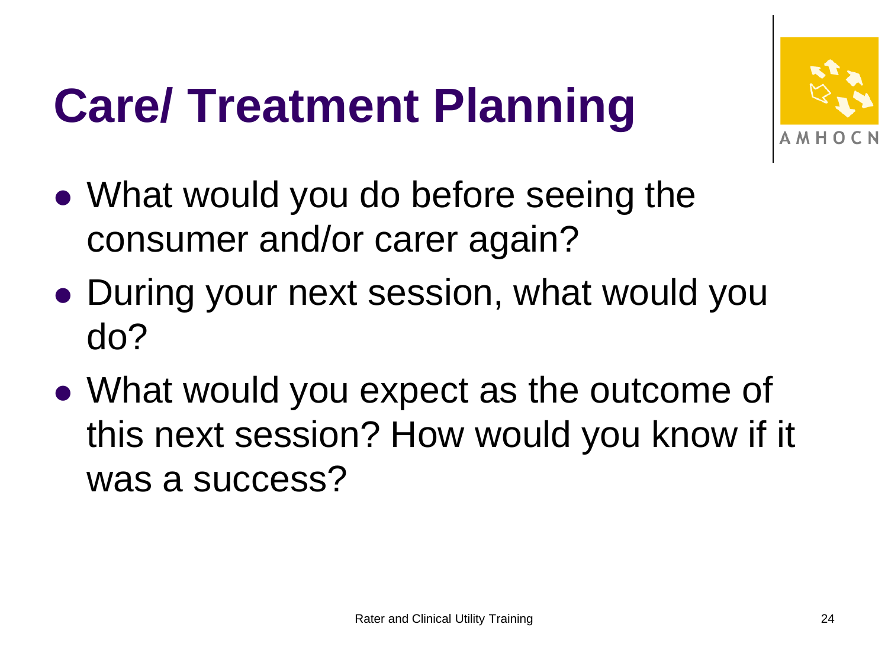# Care/ Treatment Planning

- What would you do before seeing the consumer and/or carer again?
- During your next session, what would you do?
- What would you expect as the outcome of this next session? How would you know if it was a success?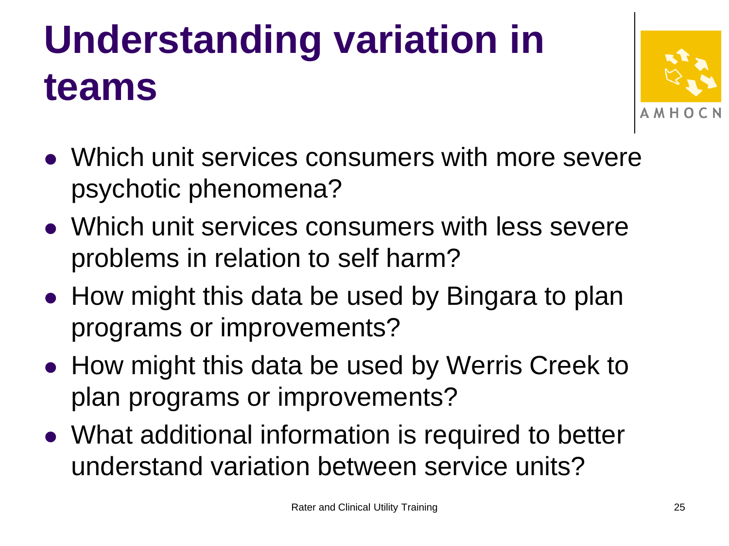# Understanding variation in teams

- Which unit services consumers with more severe psychotic phenomena?
- Which unit services consumers with less severe problems in relation to self harm?
- How might this data be used by Bingara to plan programs or improvements?
- How might this data be used by Werris Creek to plan programs or improvements?
- What additional information is required to better understand variation between service units?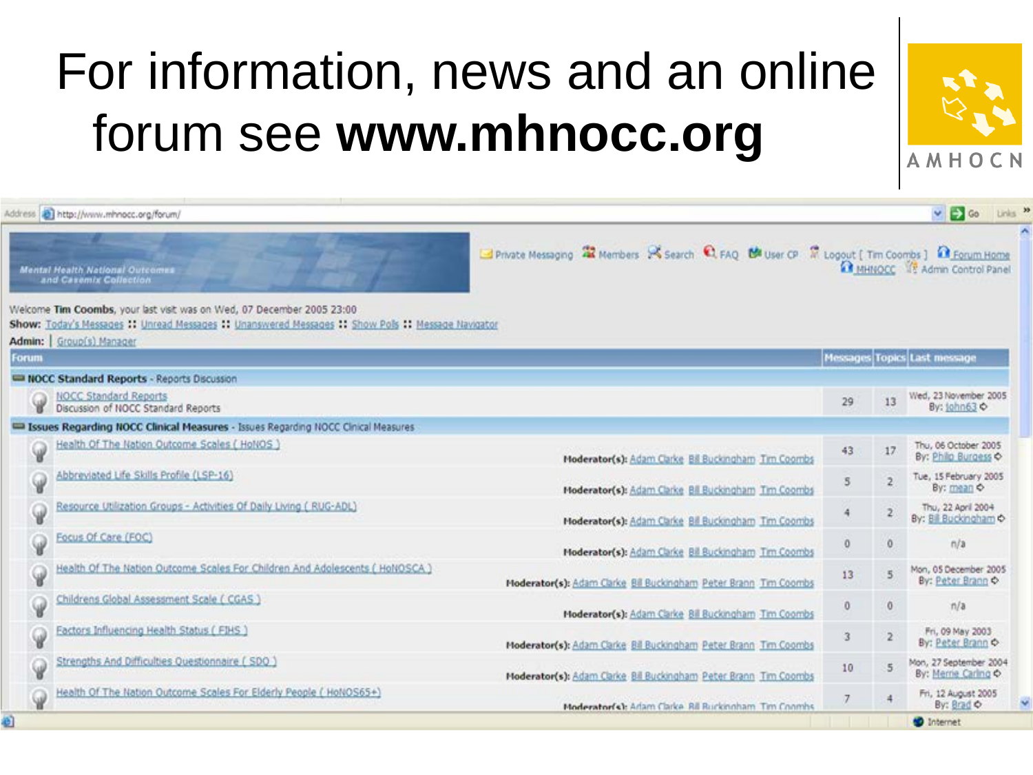# For information, news and an online forum see **www.mhnocc.org**

AMHOCN

Address http://www.mhnocc.org/forum/

Mental Health National Outcomes and Casemix Collection

Private Messaging · Members · Search · FAQ · User CP · Logout [ Tim Coombs ] · Forum Home · MHNOCC · Admin Control Panel

Welcome **Tim Coombs**, your last visit was on Wed, 07 December 2005 23:00

**Show:** Today's Messages :: Unread Messages :: Unanswered Messages :: Show Polls :: Message Navigator

**Admin:** | Group(s) Manager

| Forum | Messages | Topics | Last message |
|---|---|---|---|
| **NOCC Standard Reports** - Reports Discussion | | | |
| NOCC Standard Reports<br>Discussion of NOCC Standard Reports | 29 | 13 | Wed, 23 November 2005<br>By: john63 |
| **Issues Regarding NOCC Clinical Measures** - Issues Regarding NOCC Clinical Measures | | | |
| Health Of The Nation Outcome Scales ( HoNOS )<br>Moderator(s): Adam Clarke Bill Buckingham Tim Coombs | 43 | 17 | Thu, 06 October 2005<br>By: Philip Burgess |
| Abbreviated Life Skills Profile (LSP-16)<br>Moderator(s): Adam Clarke Bill Buckingham Tim Coombs | 5 | 2 | Tue, 15 February 2005<br>By: mean |
| Resource Utilization Groups - Activities Of Daily Living ( RUG-ADL)<br>Moderator(s): Adam Clarke Bill Buckingham Tim Coombs | 4 | 2 | Thu, 22 April 2004<br>By: Bill Buckingham |
| Focus Of Care (FOC)<br>Moderator(s): Adam Clarke Bill Buckingham Tim Coombs | 0 | 0 | n/a |
| Health Of The Nation Outcome Scales For Children And Adolescents ( HoNOSCA )<br>Moderator(s): Adam Clarke Bill Buckingham Peter Brann Tim Coombs | 13 | 5 | Mon, 05 December 2005<br>By: Peter Brann |
| Childrens Global Assessment Scale ( CGAS )<br>Moderator(s): Adam Clarke Bill Buckingham Tim Coombs | 0 | 0 | n/a |
| Factors Influencing Health Status ( FIHS )<br>Moderator(s): Adam Clarke Bill Buckingham Peter Brann Tim Coombs | 3 | 2 | Fri, 09 May 2003<br>By: Peter Brann |
| Strengths And Difficulties Questionnaire ( SDQ )<br>Moderator(s): Adam Clarke Bill Buckingham Peter Brann Tim Coombs | 10 | 5 | Mon, 27 September 2004<br>By: Merrie Carling |
| Health Of The Nation Outcome Scales For Elderly People ( HoNOS65+)<br>Moderator(s): Adam Clarke Bill Buckingham Tim Coombs | 7 | 4 | Fri, 12 August 2005<br>By: Brad |